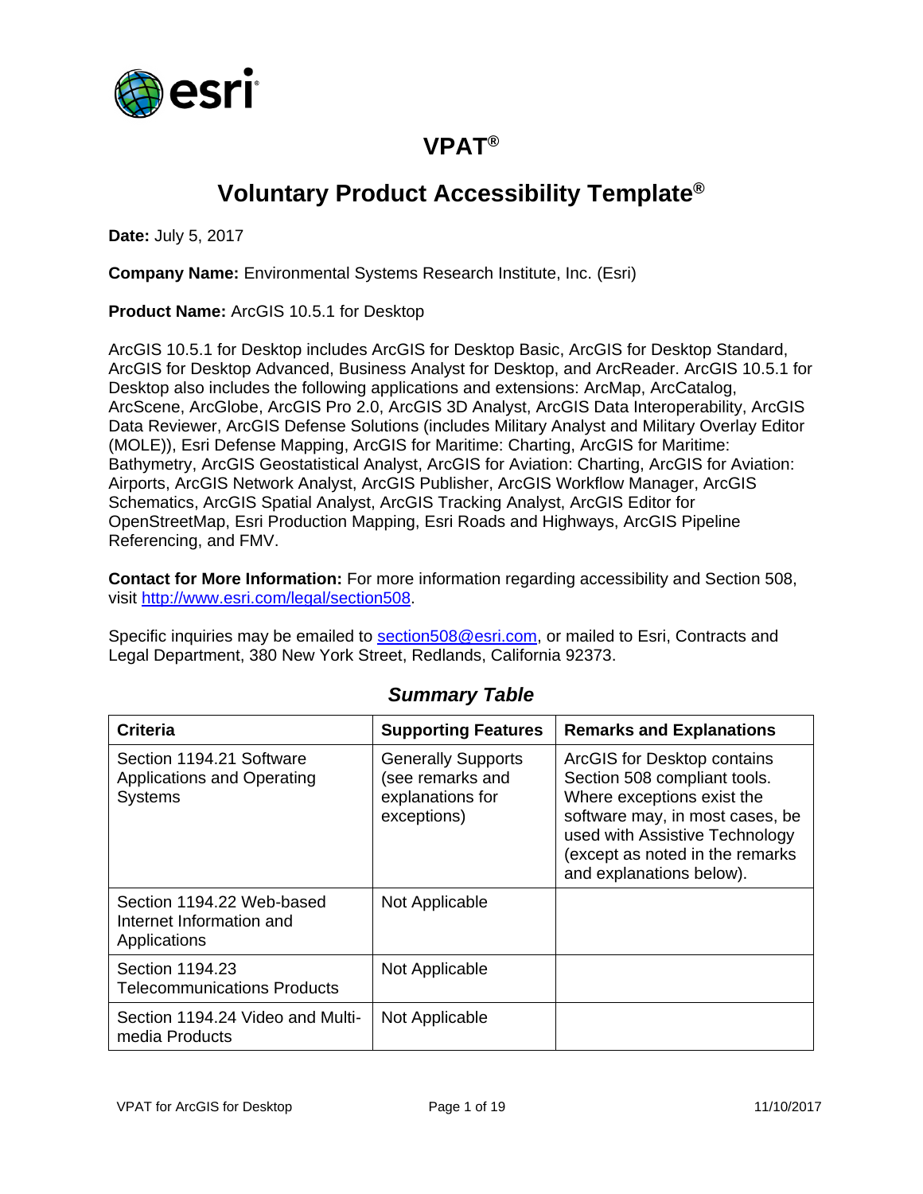# VPAT®

## Voluntary Product Accessibility Template®

**Date:** July 5, 2017

**Company Name:** Environmental Systems Research Institute, Inc. (Esri)

**Product Name:** ArcGIS 10.5.1 for Desktop

ArcGIS 10.5.1 for Desktop includes ArcGIS for Desktop Basic, ArcGIS for Desktop Standard, ArcGIS for Desktop Advanced, Business Analyst for Desktop, and ArcReader. ArcGIS 10.5.1 for Desktop also includes the following applications and extensions: ArcMap, ArcCatalog, ArcScene, ArcGlobe, ArcGIS Pro 2.0, ArcGIS 3D Analyst, ArcGIS Data Interoperability, ArcGIS Data Reviewer, ArcGIS Defense Solutions (includes Military Analyst and Military Overlay Editor (MOLE)), Esri Defense Mapping, ArcGIS for Maritime: Charting, ArcGIS for Maritime: Bathymetry, ArcGIS Geostatistical Analyst, ArcGIS for Aviation: Charting, ArcGIS for Aviation: Airports, ArcGIS Network Analyst, ArcGIS Publisher, ArcGIS Workflow Manager, ArcGIS Schematics, ArcGIS Spatial Analyst, ArcGIS Tracking Analyst, ArcGIS Editor for OpenStreetMap, Esri Production Mapping, Esri Roads and Highways, ArcGIS Pipeline Referencing, and FMV.

**Contact for More Information:** For more information regarding accessibility and Section 508, visit http://www.esri.com/legal/section508.

Specific inquiries may be emailed to section508@esri.com, or mailed to Esri, Contracts and Legal Department, 380 New York Street, Redlands, California 92373.

### *Summary Table*

| Criteria | Supporting Features | Remarks and Explanations |
|---|---|---|
| Section 1194.21 Software Applications and Operating Systems | Generally Supports (see remarks and explanations for exceptions) | ArcGIS for Desktop contains Section 508 compliant tools. Where exceptions exist the software may, in most cases, be used with Assistive Technology (except as noted in the remarks and explanations below). |
| Section 1194.22 Web-based Internet Information and Applications | Not Applicable | |
| Section 1194.23 Telecommunications Products | Not Applicable | |
| Section 1194.24 Video and Multi-media Products | Not Applicable | |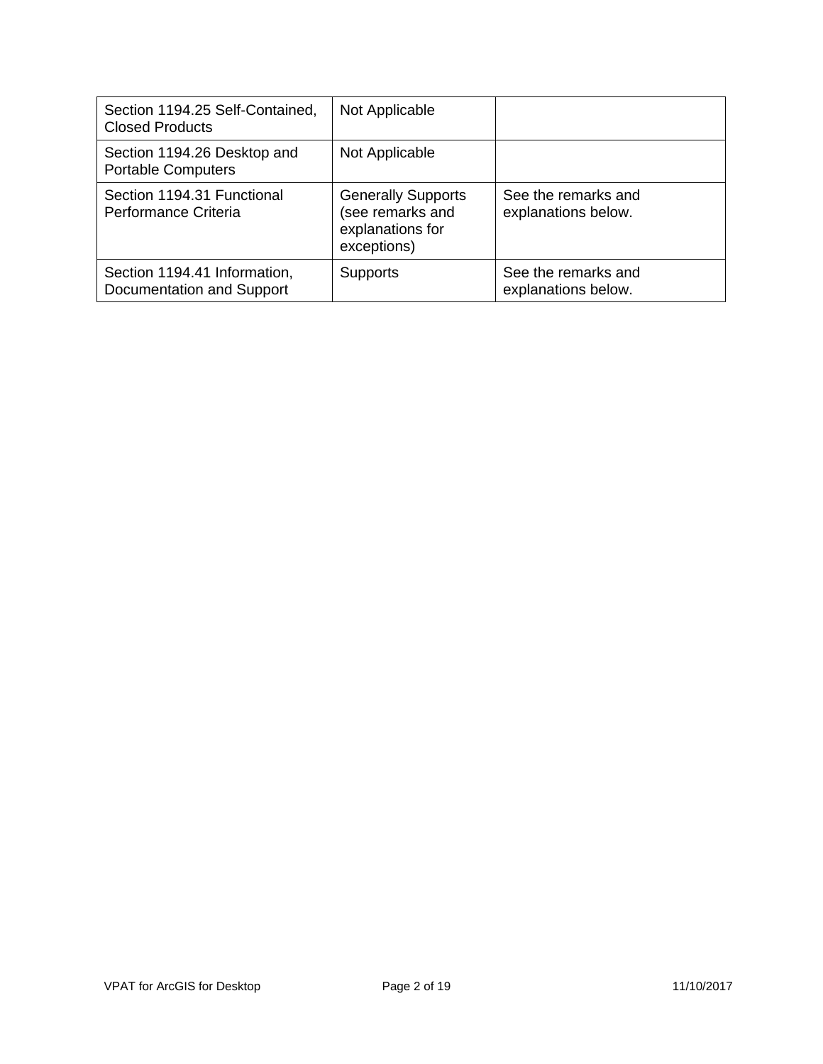| | | |
|---|---|---|
| Section 1194.25 Self-Contained, Closed Products | Not Applicable | |
| Section 1194.26 Desktop and Portable Computers | Not Applicable | |
| Section 1194.31 Functional Performance Criteria | Generally Supports (see remarks and explanations for exceptions) | See the remarks and explanations below. |
| Section 1194.41 Information, Documentation and Support | Supports | See the remarks and explanations below. |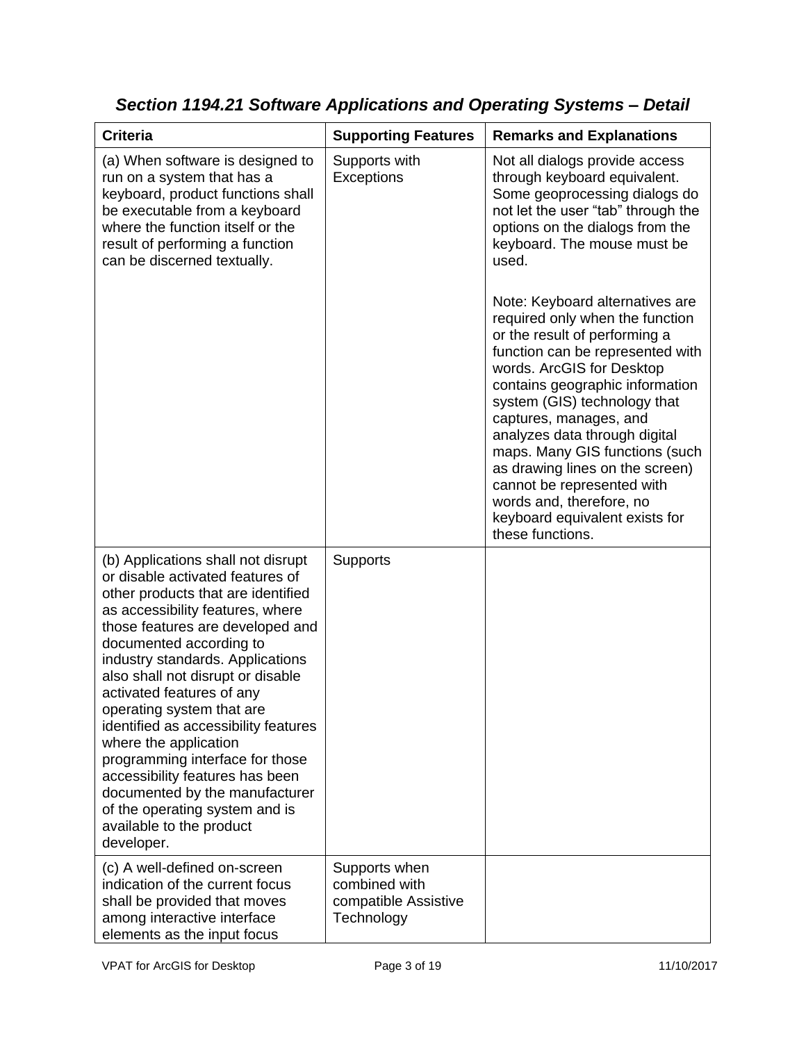## *Section 1194.21 Software Applications and Operating Systems – Detail*

| Criteria | Supporting Features | Remarks and Explanations |
|---|---|---|
| (a) When software is designed to run on a system that has a keyboard, product functions shall be executable from a keyboard where the function itself or the result of performing a function can be discerned textually. | Supports with Exceptions | Not all dialogs provide access through keyboard equivalent. Some geoprocessing dialogs do not let the user "tab" through the options on the dialogs from the keyboard. The mouse must be used.<br><br>Note: Keyboard alternatives are required only when the function or the result of performing a function can be represented with words. ArcGIS for Desktop contains geographic information system (GIS) technology that captures, manages, and analyzes data through digital maps. Many GIS functions (such as drawing lines on the screen) cannot be represented with words and, therefore, no keyboard equivalent exists for these functions. |
| (b) Applications shall not disrupt or disable activated features of other products that are identified as accessibility features, where those features are developed and documented according to industry standards. Applications also shall not disrupt or disable activated features of any operating system that are identified as accessibility features where the application programming interface for those accessibility features has been documented by the manufacturer of the operating system and is available to the product developer. | Supports | |
| (c) A well-defined on-screen indication of the current focus shall be provided that moves among interactive interface elements as the input focus | Supports when combined with compatible Assistive Technology | |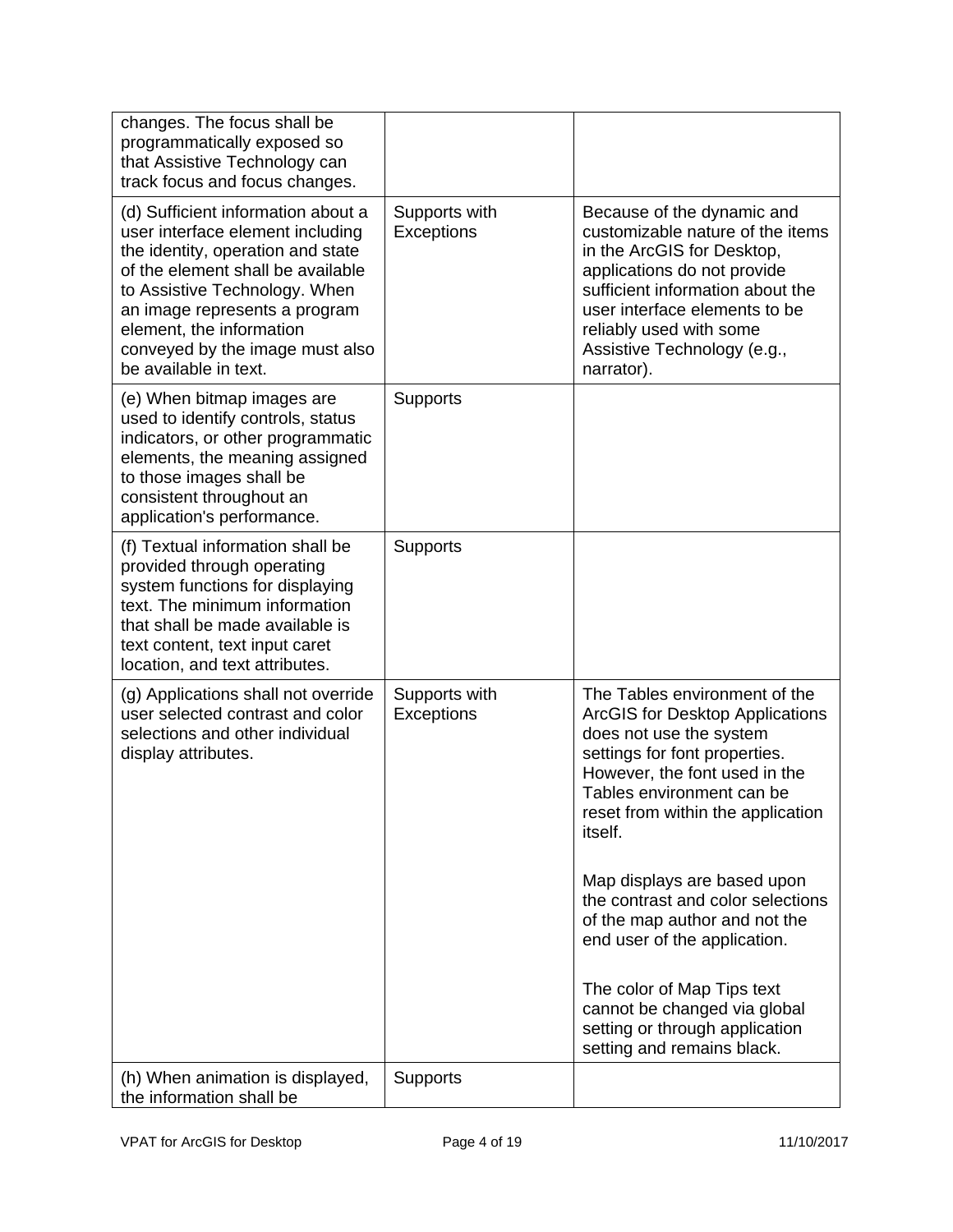| | | |
|---|---|---|
| changes. The focus shall be programmatically exposed so that Assistive Technology can track focus and focus changes. | | |
| (d) Sufficient information about a user interface element including the identity, operation and state of the element shall be available to Assistive Technology. When an image represents a program element, the information conveyed by the image must also be available in text. | Supports with Exceptions | Because of the dynamic and customizable nature of the items in the ArcGIS for Desktop, applications do not provide sufficient information about the user interface elements to be reliably used with some Assistive Technology (e.g., narrator). |
| (e) When bitmap images are used to identify controls, status indicators, or other programmatic elements, the meaning assigned to those images shall be consistent throughout an application's performance. | Supports | |
| (f) Textual information shall be provided through operating system functions for displaying text. The minimum information that shall be made available is text content, text input caret location, and text attributes. | Supports | |
| (g) Applications shall not override user selected contrast and color selections and other individual display attributes. | Supports with Exceptions | The Tables environment of the ArcGIS for Desktop Applications does not use the system settings for font properties. However, the font used in the Tables environment can be reset from within the application itself.<br><br>Map displays are based upon the contrast and color selections of the map author and not the end user of the application.<br><br>The color of Map Tips text cannot be changed via global setting or through application setting and remains black. |
| (h) When animation is displayed, the information shall be | Supports | |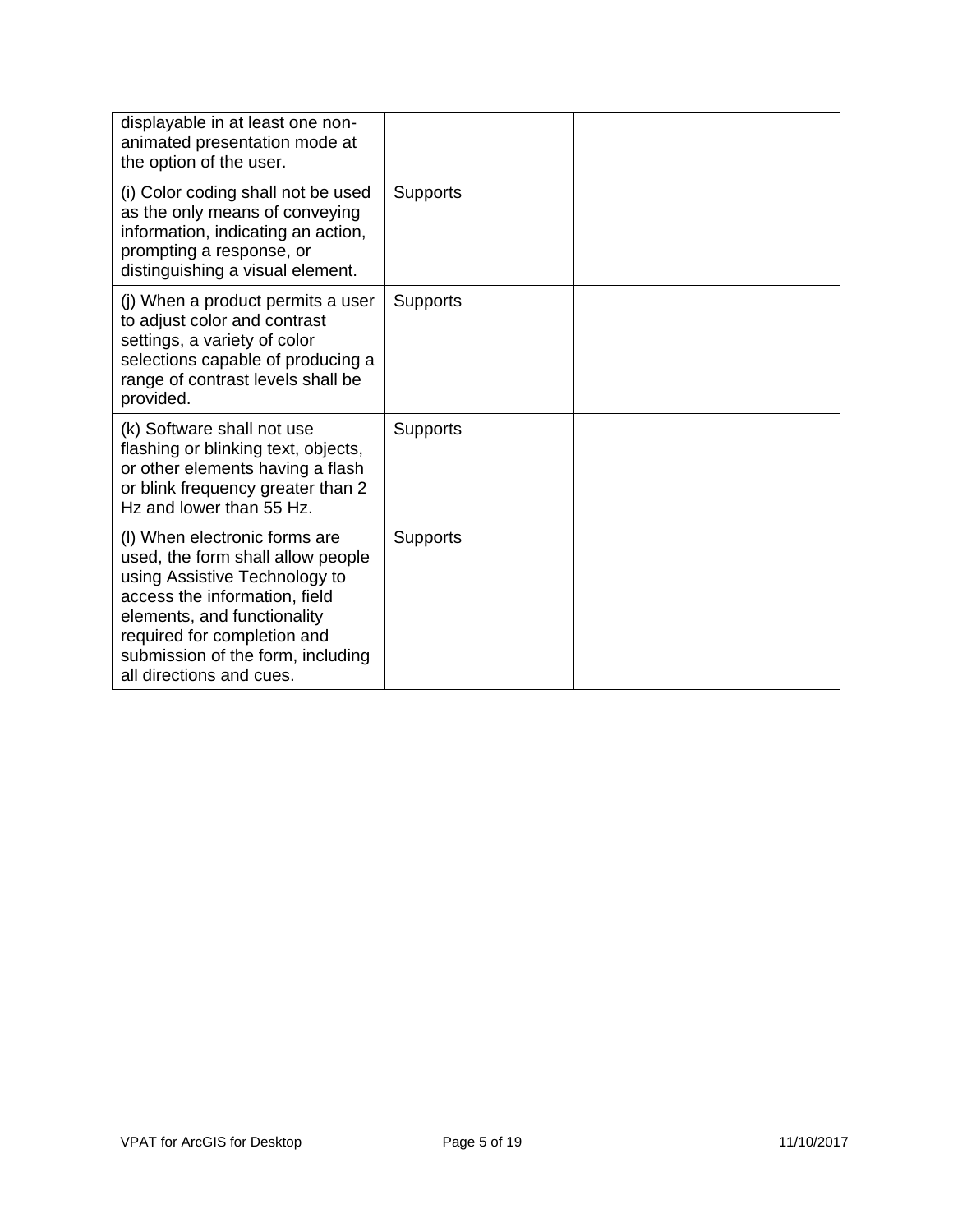| | | |
|---|---|---|
| displayable in at least one non-animated presentation mode at the option of the user. | | |
| (i) Color coding shall not be used as the only means of conveying information, indicating an action, prompting a response, or distinguishing a visual element. | Supports | |
| (j) When a product permits a user to adjust color and contrast settings, a variety of color selections capable of producing a range of contrast levels shall be provided. | Supports | |
| (k) Software shall not use flashing or blinking text, objects, or other elements having a flash or blink frequency greater than 2 Hz and lower than 55 Hz. | Supports | |
| (l) When electronic forms are used, the form shall allow people using Assistive Technology to access the information, field elements, and functionality required for completion and submission of the form, including all directions and cues. | Supports | |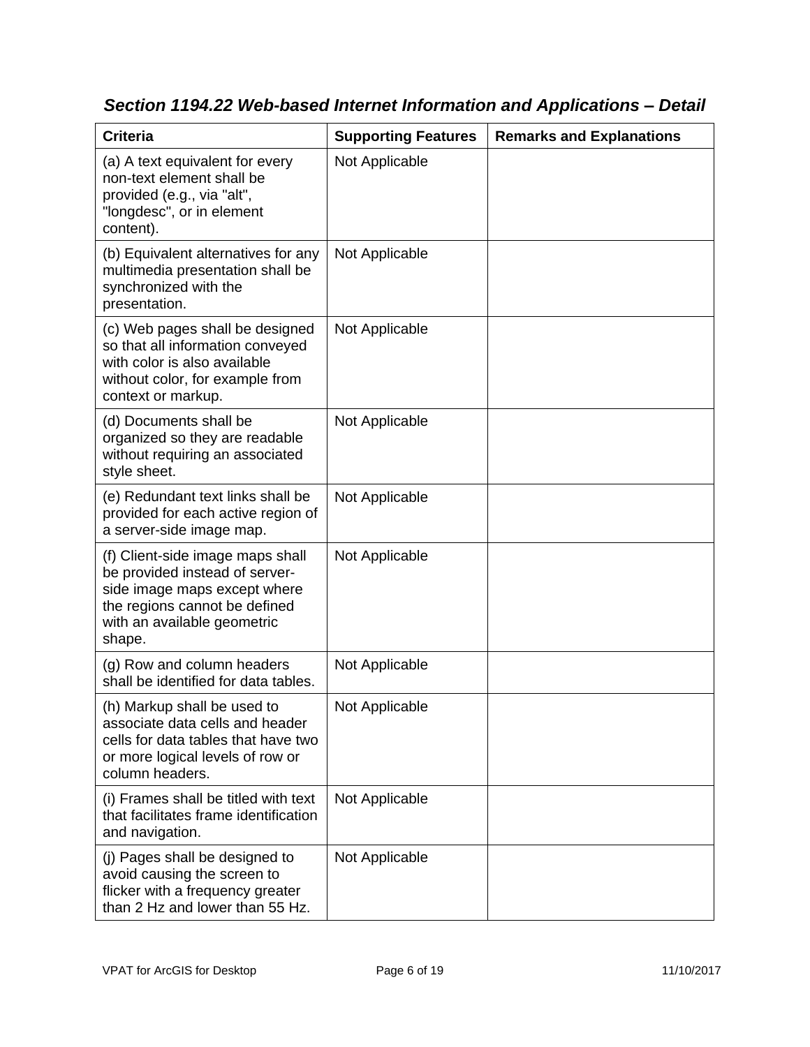### *Section 1194.22 Web-based Internet Information and Applications – Detail*

| Criteria | Supporting Features | Remarks and Explanations |
|---|---|---|
| (a) A text equivalent for every non-text element shall be provided (e.g., via "alt", "longdesc", or in element content). | Not Applicable | |
| (b) Equivalent alternatives for any multimedia presentation shall be synchronized with the presentation. | Not Applicable | |
| (c) Web pages shall be designed so that all information conveyed with color is also available without color, for example from context or markup. | Not Applicable | |
| (d) Documents shall be organized so they are readable without requiring an associated style sheet. | Not Applicable | |
| (e) Redundant text links shall be provided for each active region of a server-side image map. | Not Applicable | |
| (f) Client-side image maps shall be provided instead of server-side image maps except where the regions cannot be defined with an available geometric shape. | Not Applicable | |
| (g) Row and column headers shall be identified for data tables. | Not Applicable | |
| (h) Markup shall be used to associate data cells and header cells for data tables that have two or more logical levels of row or column headers. | Not Applicable | |
| (i) Frames shall be titled with text that facilitates frame identification and navigation. | Not Applicable | |
| (j) Pages shall be designed to avoid causing the screen to flicker with a frequency greater than 2 Hz and lower than 55 Hz. | Not Applicable | |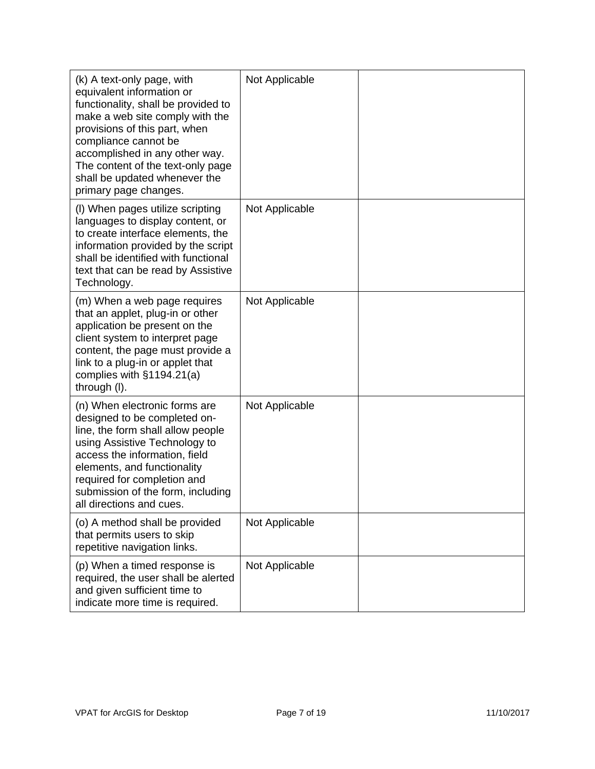| | | |
|---|---|---|
| (k) A text-only page, with equivalent information or functionality, shall be provided to make a web site comply with the provisions of this part, when compliance cannot be accomplished in any other way. The content of the text-only page shall be updated whenever the primary page changes. | Not Applicable | |
| (l) When pages utilize scripting languages to display content, or to create interface elements, the information provided by the script shall be identified with functional text that can be read by Assistive Technology. | Not Applicable | |
| (m) When a web page requires that an applet, plug-in or other application be present on the client system to interpret page content, the page must provide a link to a plug-in or applet that complies with §1194.21(a) through (l). | Not Applicable | |
| (n) When electronic forms are designed to be completed on-line, the form shall allow people using Assistive Technology to access the information, field elements, and functionality required for completion and submission of the form, including all directions and cues. | Not Applicable | |
| (o) A method shall be provided that permits users to skip repetitive navigation links. | Not Applicable | |
| (p) When a timed response is required, the user shall be alerted and given sufficient time to indicate more time is required. | Not Applicable | |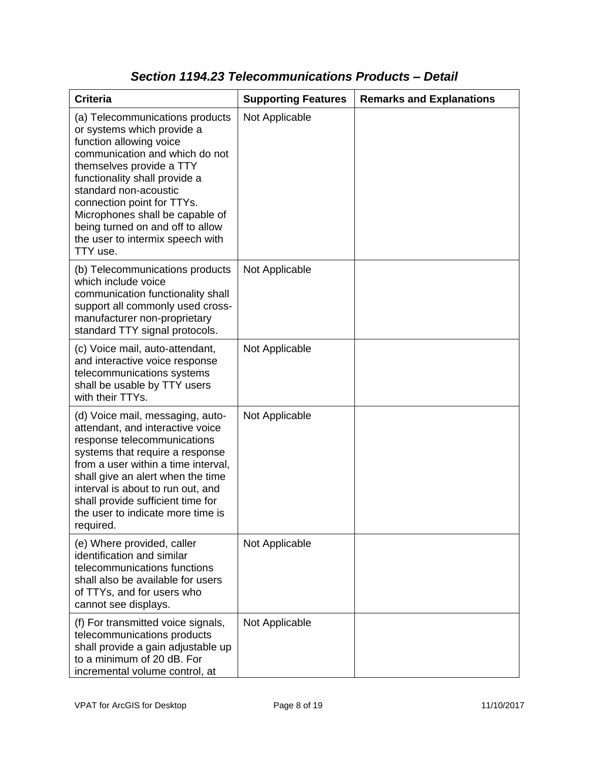### *Section 1194.23 Telecommunications Products – Detail*

| Criteria | Supporting Features | Remarks and Explanations |
| --- | --- | --- |
| (a) Telecommunications products or systems which provide a function allowing voice communication and which do not themselves provide a TTY functionality shall provide a standard non-acoustic connection point for TTYs. Microphones shall be capable of being turned on and off to allow the user to intermix speech with TTY use. | Not Applicable | |
| (b) Telecommunications products which include voice communication functionality shall support all commonly used cross-manufacturer non-proprietary standard TTY signal protocols. | Not Applicable | |
| (c) Voice mail, auto-attendant, and interactive voice response telecommunications systems shall be usable by TTY users with their TTYs. | Not Applicable | |
| (d) Voice mail, messaging, auto-attendant, and interactive voice response telecommunications systems that require a response from a user within a time interval, shall give an alert when the time interval is about to run out, and shall provide sufficient time for the user to indicate more time is required. | Not Applicable | |
| (e) Where provided, caller identification and similar telecommunications functions shall also be available for users of TTYs, and for users who cannot see displays. | Not Applicable | |
| (f) For transmitted voice signals, telecommunications products shall provide a gain adjustable up to a minimum of 20 dB. For incremental volume control, at | Not Applicable | |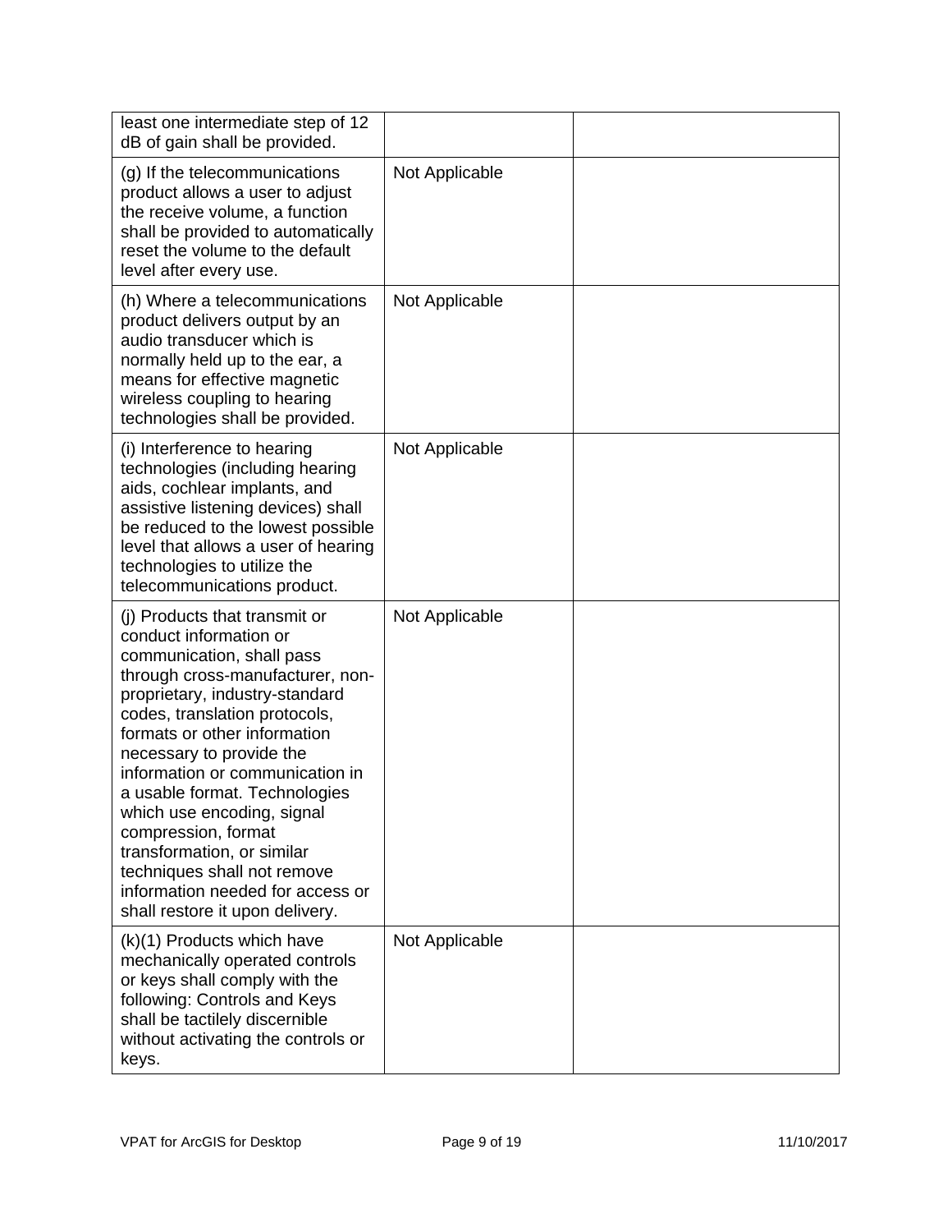| | | |
|---|---|---|
| least one intermediate step of 12 dB of gain shall be provided. | | |
| (g) If the telecommunications product allows a user to adjust the receive volume, a function shall be provided to automatically reset the volume to the default level after every use. | Not Applicable | |
| (h) Where a telecommunications product delivers output by an audio transducer which is normally held up to the ear, a means for effective magnetic wireless coupling to hearing technologies shall be provided. | Not Applicable | |
| (i) Interference to hearing technologies (including hearing aids, cochlear implants, and assistive listening devices) shall be reduced to the lowest possible level that allows a user of hearing technologies to utilize the telecommunications product. | Not Applicable | |
| (j) Products that transmit or conduct information or communication, shall pass through cross-manufacturer, non-proprietary, industry-standard codes, translation protocols, formats or other information necessary to provide the information or communication in a usable format. Technologies which use encoding, signal compression, format transformation, or similar techniques shall not remove information needed for access or shall restore it upon delivery. | Not Applicable | |
| (k)(1) Products which have mechanically operated controls or keys shall comply with the following: Controls and Keys shall be tactilely discernible without activating the controls or keys. | Not Applicable | |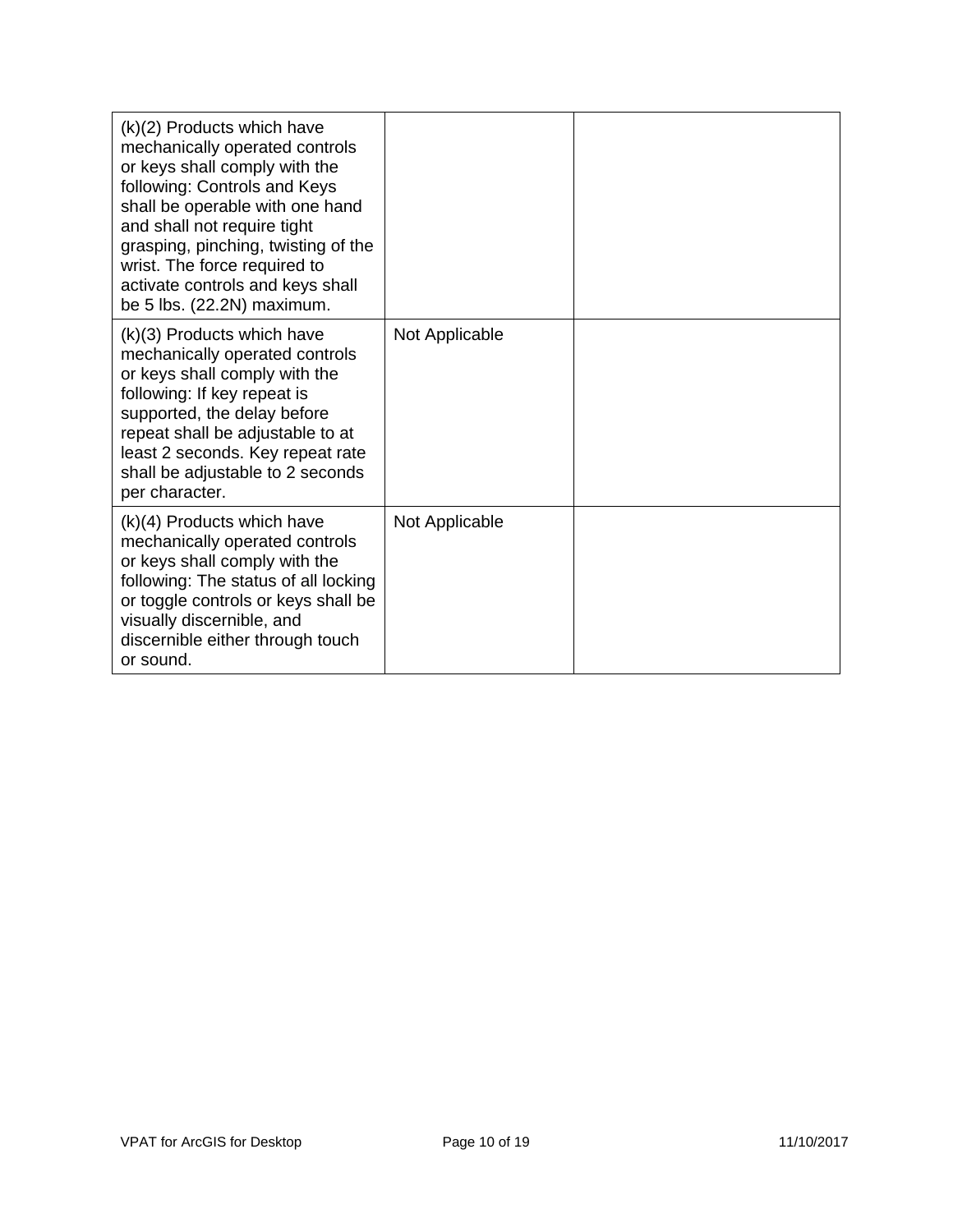| | | |
|---|---|---|
| (k)(2) Products which have mechanically operated controls or keys shall comply with the following: Controls and Keys shall be operable with one hand and shall not require tight grasping, pinching, twisting of the wrist. The force required to activate controls and keys shall be 5 lbs. (22.2N) maximum. | | |
| (k)(3) Products which have mechanically operated controls or keys shall comply with the following: If key repeat is supported, the delay before repeat shall be adjustable to at least 2 seconds. Key repeat rate shall be adjustable to 2 seconds per character. | Not Applicable | |
| (k)(4) Products which have mechanically operated controls or keys shall comply with the following: The status of all locking or toggle controls or keys shall be visually discernible, and discernible either through touch or sound. | Not Applicable | |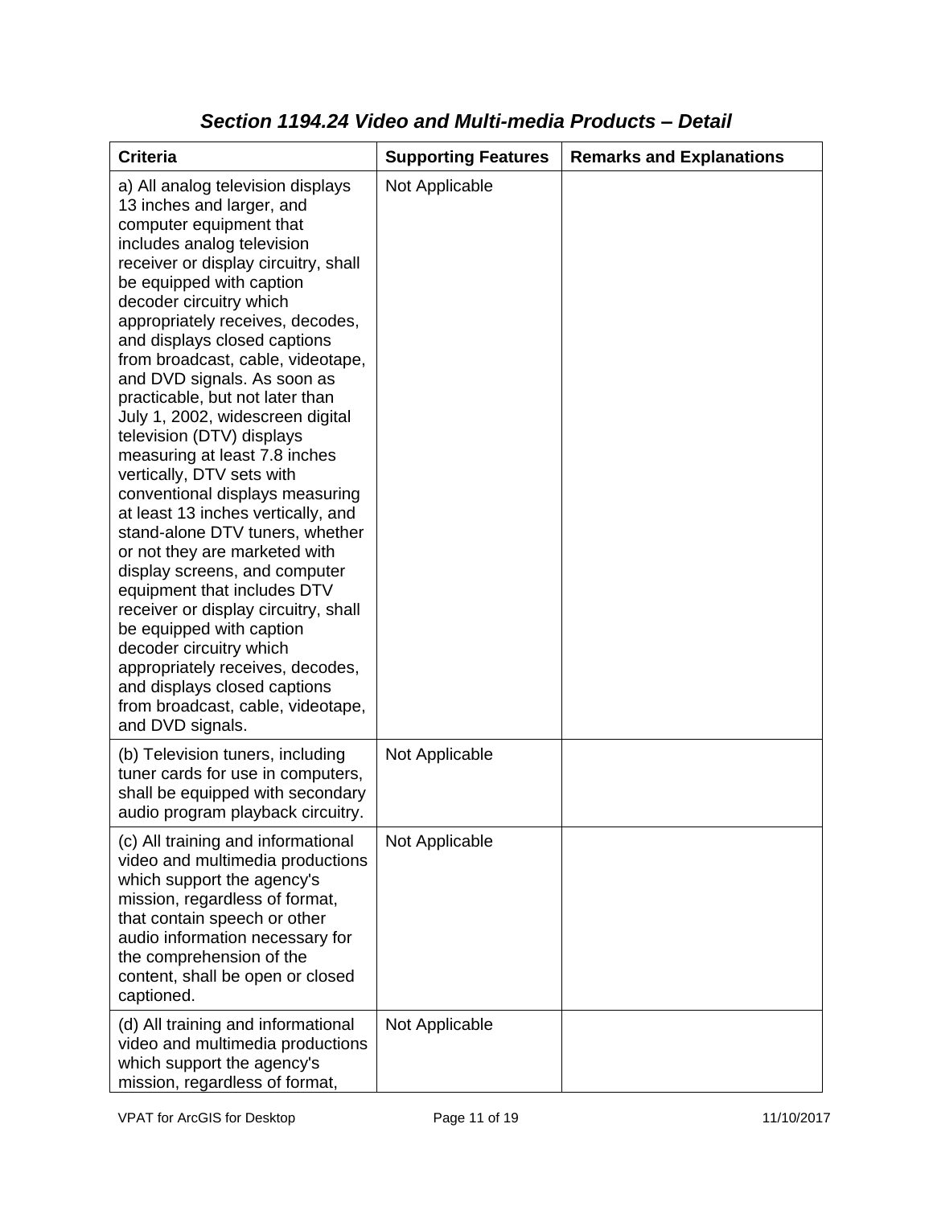## *Section 1194.24 Video and Multi-media Products – Detail*

| Criteria | Supporting Features | Remarks and Explanations |
| --- | --- | --- |
| a) All analog television displays 13 inches and larger, and computer equipment that includes analog television receiver or display circuitry, shall be equipped with caption decoder circuitry which appropriately receives, decodes, and displays closed captions from broadcast, cable, videotape, and DVD signals. As soon as practicable, but not later than July 1, 2002, widescreen digital television (DTV) displays measuring at least 7.8 inches vertically, DTV sets with conventional displays measuring at least 13 inches vertically, and stand-alone DTV tuners, whether or not they are marketed with display screens, and computer equipment that includes DTV receiver or display circuitry, shall be equipped with caption decoder circuitry which appropriately receives, decodes, and displays closed captions from broadcast, cable, videotape, and DVD signals. | Not Applicable | |
| (b) Television tuners, including tuner cards for use in computers, shall be equipped with secondary audio program playback circuitry. | Not Applicable | |
| (c) All training and informational video and multimedia productions which support the agency's mission, regardless of format, that contain speech or other audio information necessary for the comprehension of the content, shall be open or closed captioned. | Not Applicable | |
| (d) All training and informational video and multimedia productions which support the agency's mission, regardless of format, | Not Applicable | |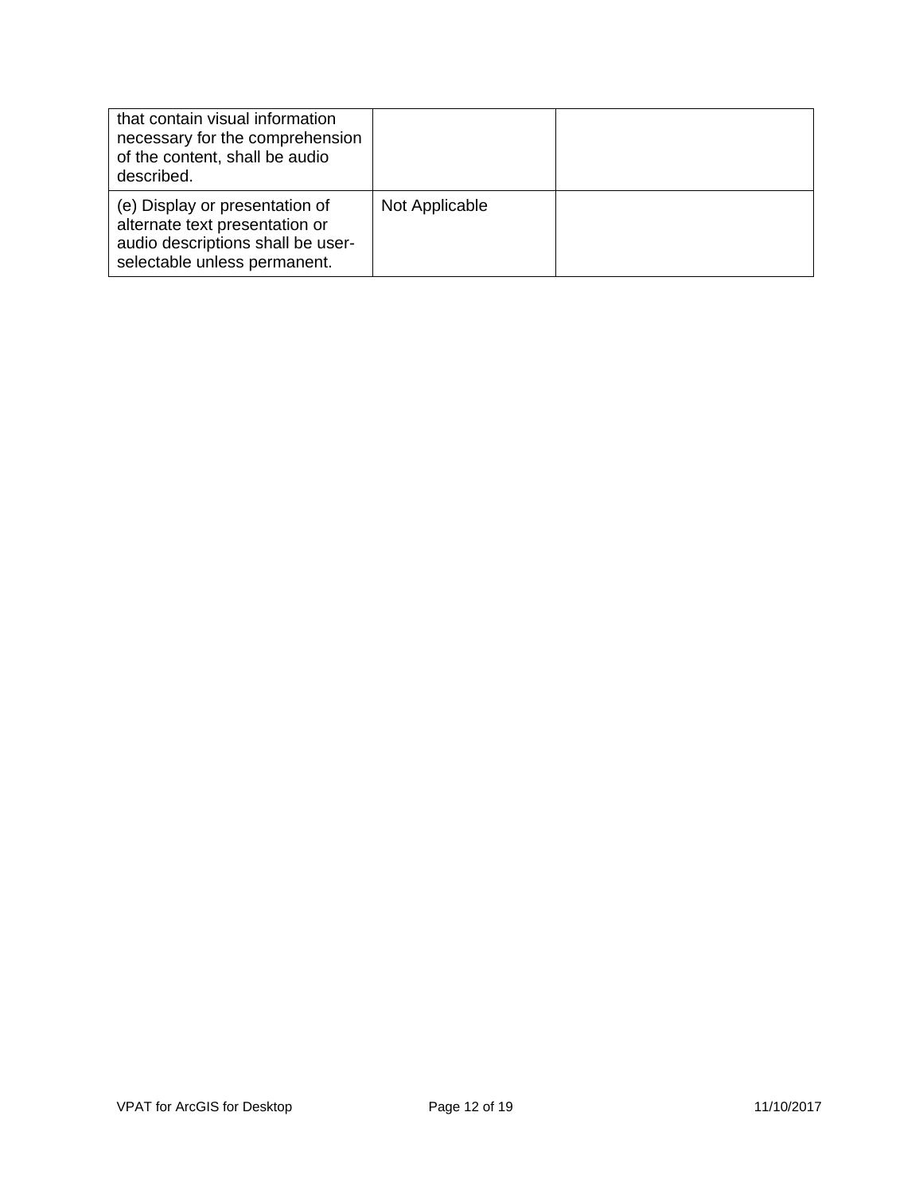| | | |
|---|---|---|
| that contain visual information necessary for the comprehension of the content, shall be audio described. | | |
| (e) Display or presentation of alternate text presentation or audio descriptions shall be user-selectable unless permanent. | Not Applicable | |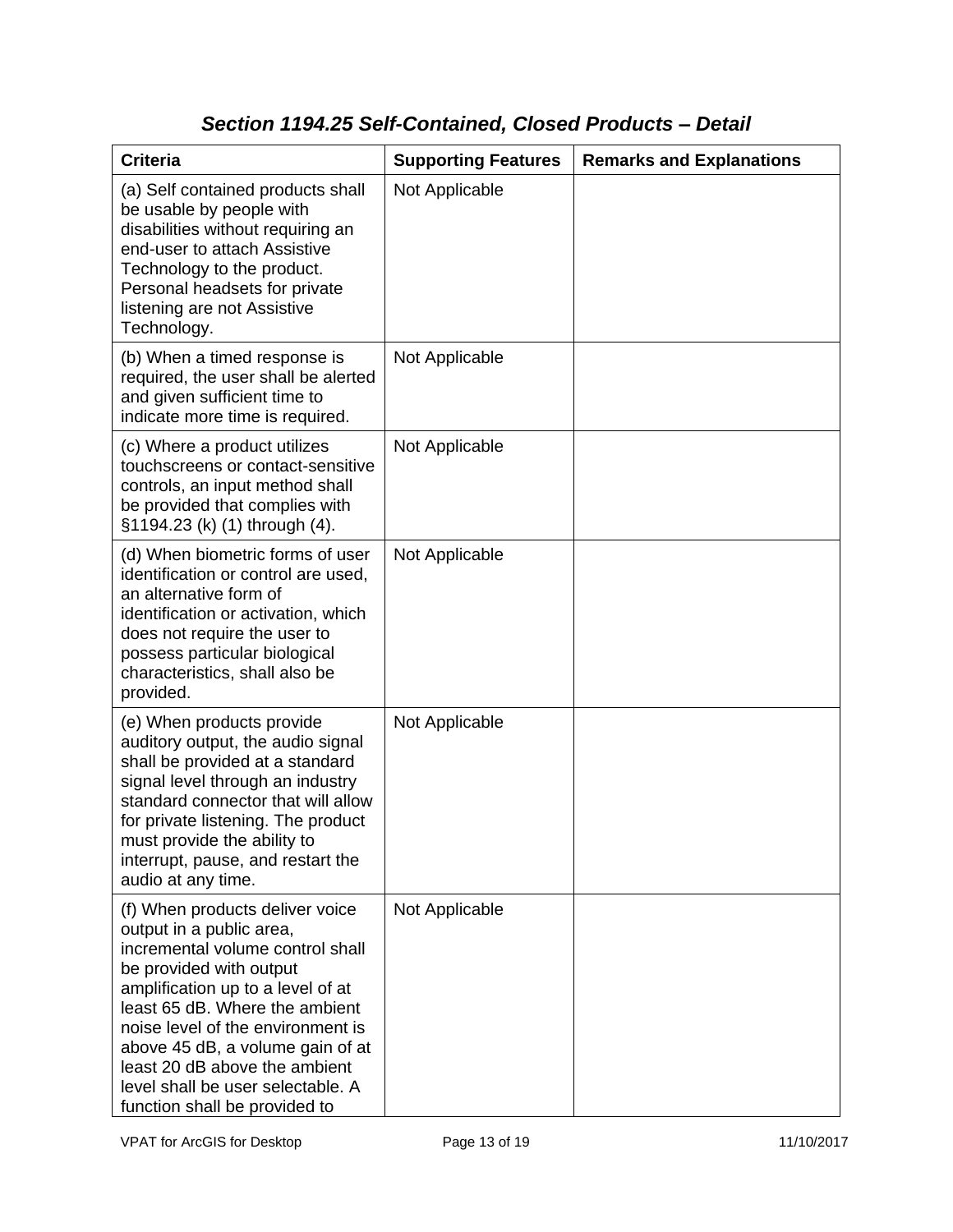## *Section 1194.25 Self-Contained, Closed Products – Detail*

| Criteria | Supporting Features | Remarks and Explanations |
|---|---|---|
| (a) Self contained products shall be usable by people with disabilities without requiring an end-user to attach Assistive Technology to the product. Personal headsets for private listening are not Assistive Technology. | Not Applicable | |
| (b) When a timed response is required, the user shall be alerted and given sufficient time to indicate more time is required. | Not Applicable | |
| (c) Where a product utilizes touchscreens or contact-sensitive controls, an input method shall be provided that complies with §1194.23 (k) (1) through (4). | Not Applicable | |
| (d) When biometric forms of user identification or control are used, an alternative form of identification or activation, which does not require the user to possess particular biological characteristics, shall also be provided. | Not Applicable | |
| (e) When products provide auditory output, the audio signal shall be provided at a standard signal level through an industry standard connector that will allow for private listening. The product must provide the ability to interrupt, pause, and restart the audio at any time. | Not Applicable | |
| (f) When products deliver voice output in a public area, incremental volume control shall be provided with output amplification up to a level of at least 65 dB. Where the ambient noise level of the environment is above 45 dB, a volume gain of at least 20 dB above the ambient level shall be user selectable. A function shall be provided to | Not Applicable | |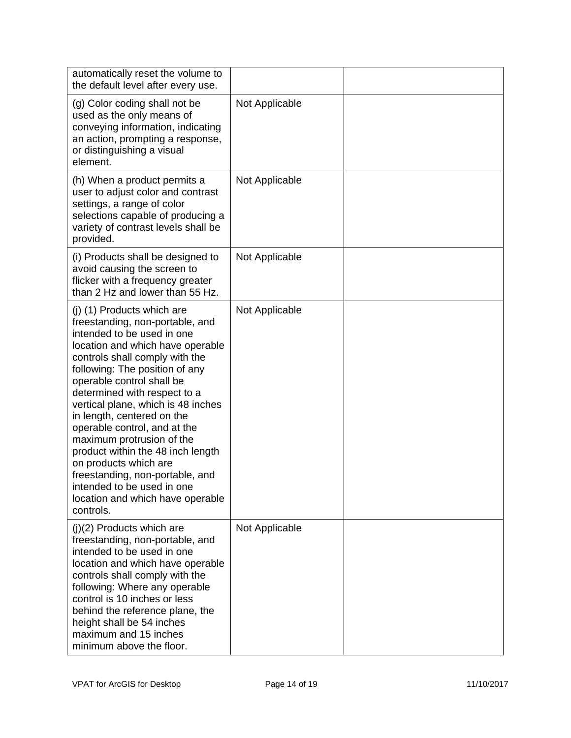| | | |
|---|---|---|
| automatically reset the volume to the default level after every use. | | |
| (g) Color coding shall not be used as the only means of conveying information, indicating an action, prompting a response, or distinguishing a visual element. | Not Applicable | |
| (h) When a product permits a user to adjust color and contrast settings, a range of color selections capable of producing a variety of contrast levels shall be provided. | Not Applicable | |
| (i) Products shall be designed to avoid causing the screen to flicker with a frequency greater than 2 Hz and lower than 55 Hz. | Not Applicable | |
| (j) (1) Products which are freestanding, non-portable, and intended to be used in one location and which have operable controls shall comply with the following: The position of any operable control shall be determined with respect to a vertical plane, which is 48 inches in length, centered on the operable control, and at the maximum protrusion of the product within the 48 inch length on products which are freestanding, non-portable, and intended to be used in one location and which have operable controls. | Not Applicable | |
| (j)(2) Products which are freestanding, non-portable, and intended to be used in one location and which have operable controls shall comply with the following: Where any operable control is 10 inches or less behind the reference plane, the height shall be 54 inches maximum and 15 inches minimum above the floor. | Not Applicable | |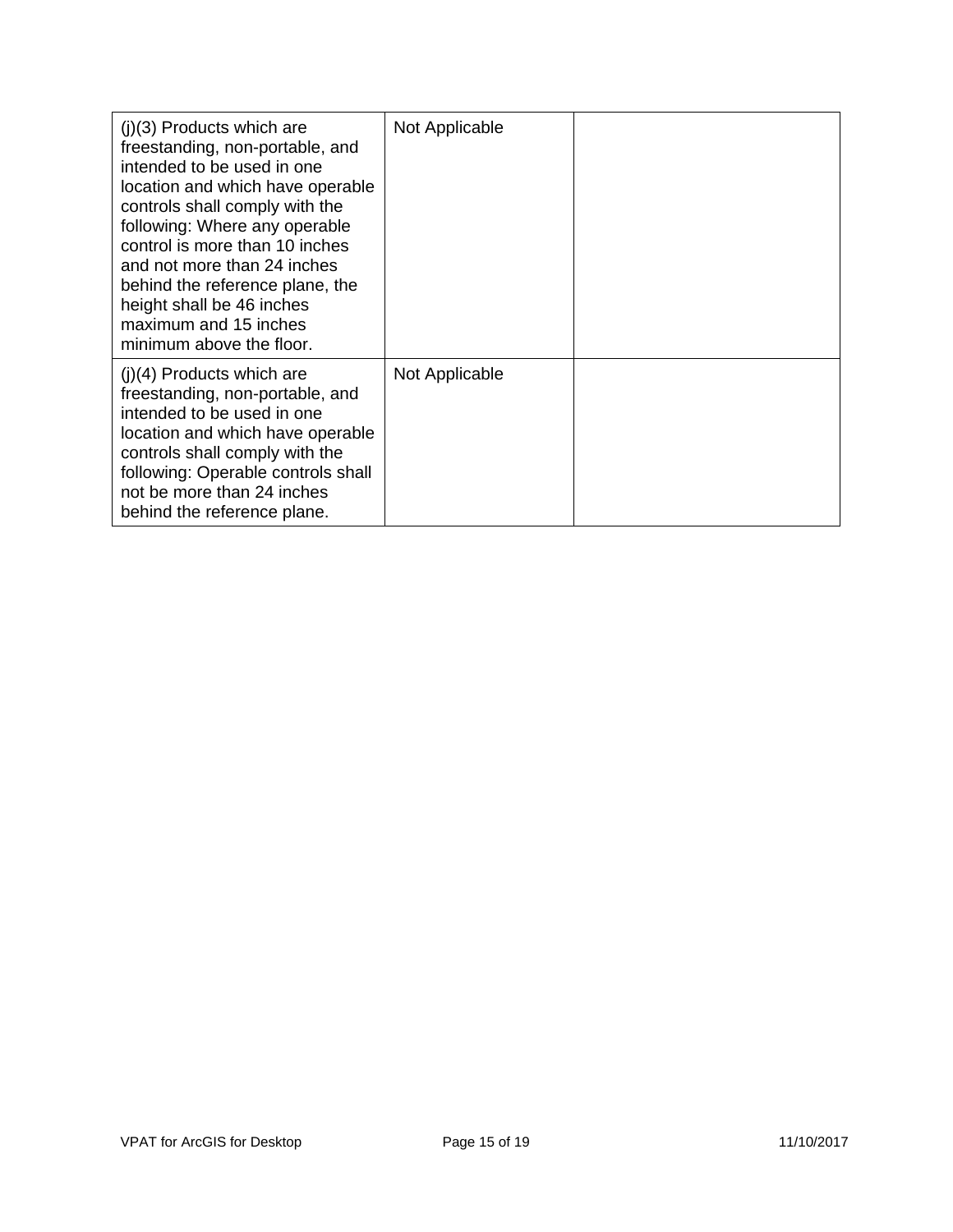| | | |
|---|---|---|
| (j)(3) Products which are freestanding, non-portable, and intended to be used in one location and which have operable controls shall comply with the following: Where any operable control is more than 10 inches and not more than 24 inches behind the reference plane, the height shall be 46 inches maximum and 15 inches minimum above the floor. | Not Applicable | |
| (j)(4) Products which are freestanding, non-portable, and intended to be used in one location and which have operable controls shall comply with the following: Operable controls shall not be more than 24 inches behind the reference plane. | Not Applicable | |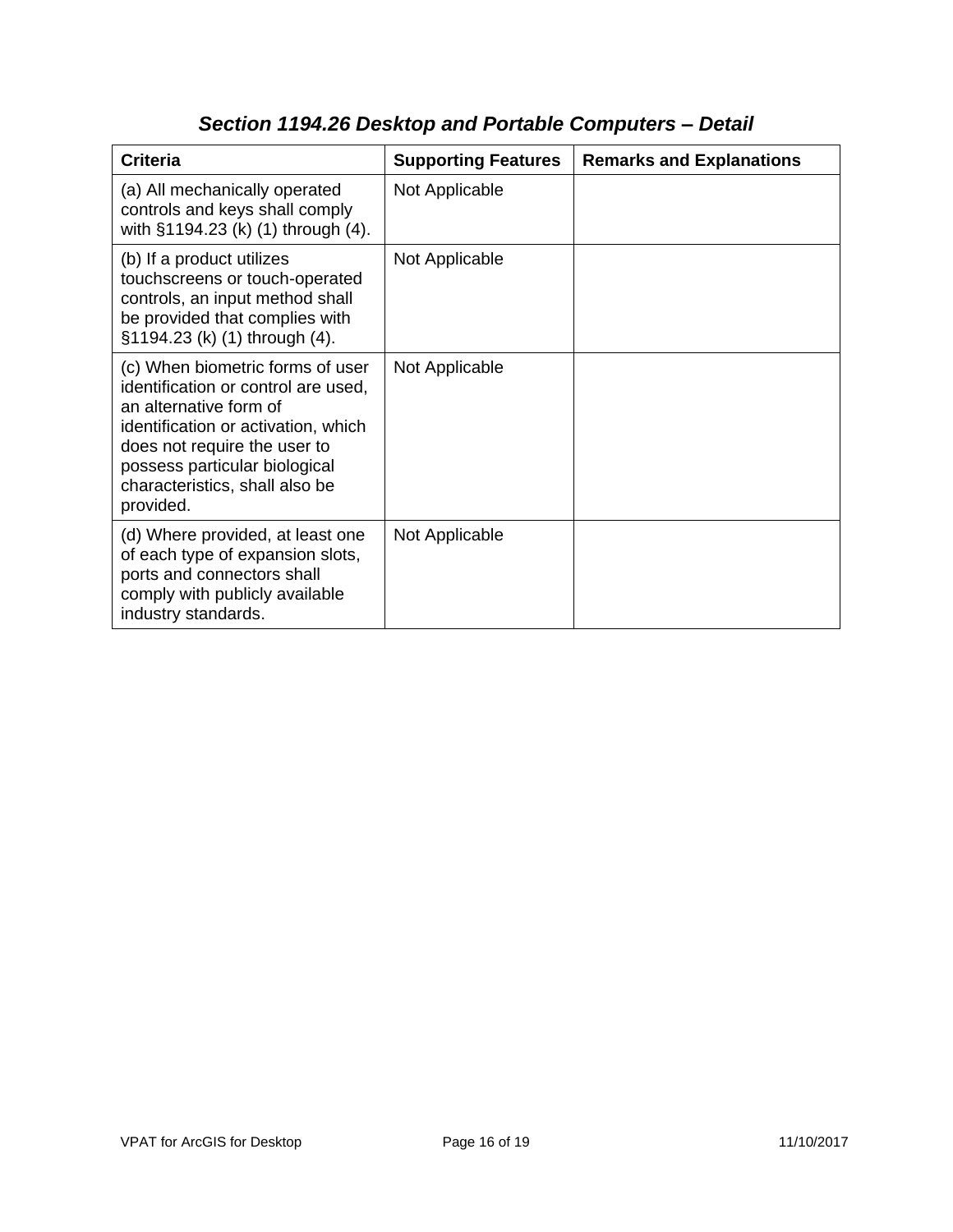## *Section 1194.26 Desktop and Portable Computers – Detail*

| Criteria | Supporting Features | Remarks and Explanations |
| --- | --- | --- |
| (a) All mechanically operated controls and keys shall comply with §1194.23 (k) (1) through (4). | Not Applicable | |
| (b) If a product utilizes touchscreens or touch-operated controls, an input method shall be provided that complies with §1194.23 (k) (1) through (4). | Not Applicable | |
| (c) When biometric forms of user identification or control are used, an alternative form of identification or activation, which does not require the user to possess particular biological characteristics, shall also be provided. | Not Applicable | |
| (d) Where provided, at least one of each type of expansion slots, ports and connectors shall comply with publicly available industry standards. | Not Applicable | |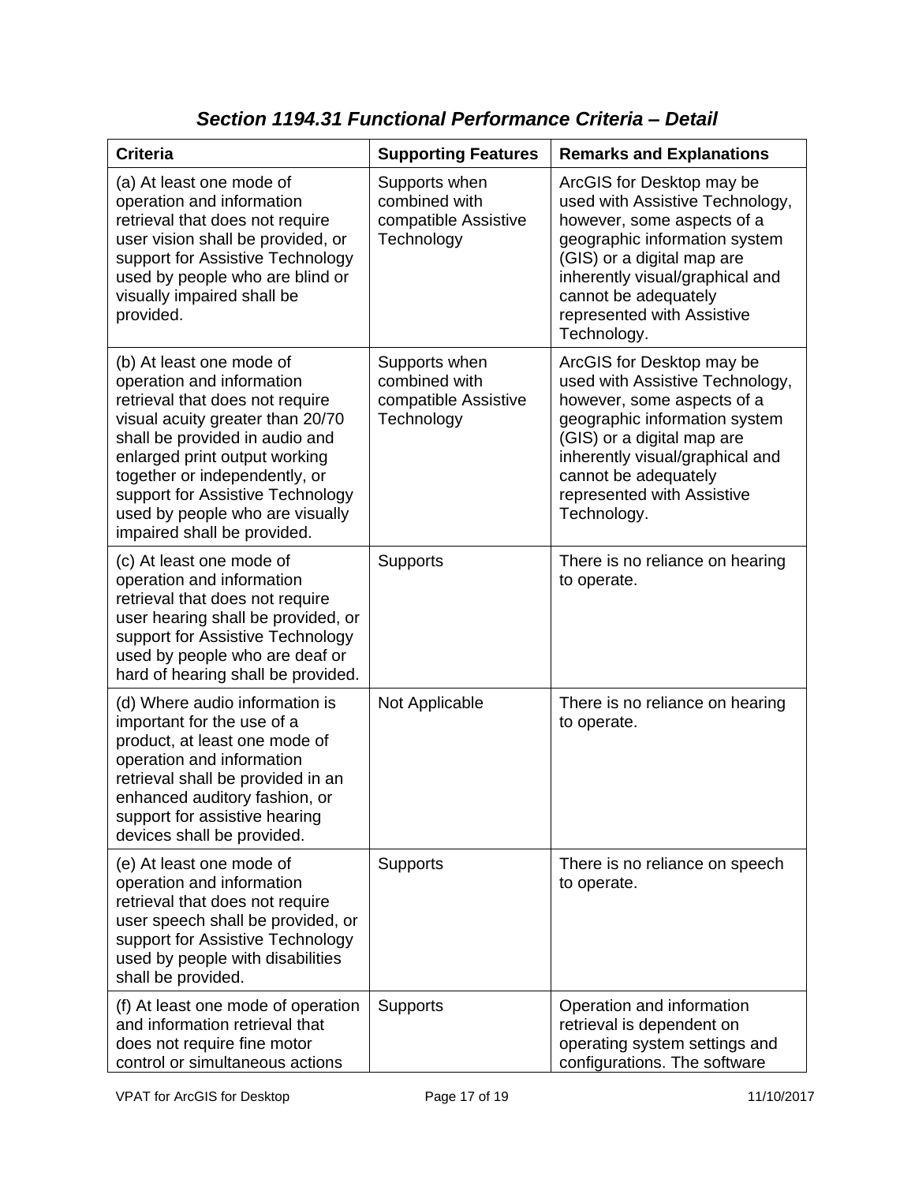## *Section 1194.31 Functional Performance Criteria – Detail*

| Criteria | Supporting Features | Remarks and Explanations |
|---|---|---|
| (a) At least one mode of operation and information retrieval that does not require user vision shall be provided, or support for Assistive Technology used by people who are blind or visually impaired shall be provided. | Supports when combined with compatible Assistive Technology | ArcGIS for Desktop may be used with Assistive Technology, however, some aspects of a geographic information system (GIS) or a digital map are inherently visual/graphical and cannot be adequately represented with Assistive Technology. |
| (b) At least one mode of operation and information retrieval that does not require visual acuity greater than 20/70 shall be provided in audio and enlarged print output working together or independently, or support for Assistive Technology used by people who are visually impaired shall be provided. | Supports when combined with compatible Assistive Technology | ArcGIS for Desktop may be used with Assistive Technology, however, some aspects of a geographic information system (GIS) or a digital map are inherently visual/graphical and cannot be adequately represented with Assistive Technology. |
| (c) At least one mode of operation and information retrieval that does not require user hearing shall be provided, or support for Assistive Technology used by people who are deaf or hard of hearing shall be provided. | Supports | There is no reliance on hearing to operate. |
| (d) Where audio information is important for the use of a product, at least one mode of operation and information retrieval shall be provided in an enhanced auditory fashion, or support for assistive hearing devices shall be provided. | Not Applicable | There is no reliance on hearing to operate. |
| (e) At least one mode of operation and information retrieval that does not require user speech shall be provided, or support for Assistive Technology used by people with disabilities shall be provided. | Supports | There is no reliance on speech to operate. |
| (f) At least one mode of operation and information retrieval that does not require fine motor control or simultaneous actions | Supports | Operation and information retrieval is dependent on operating system settings and configurations. The software |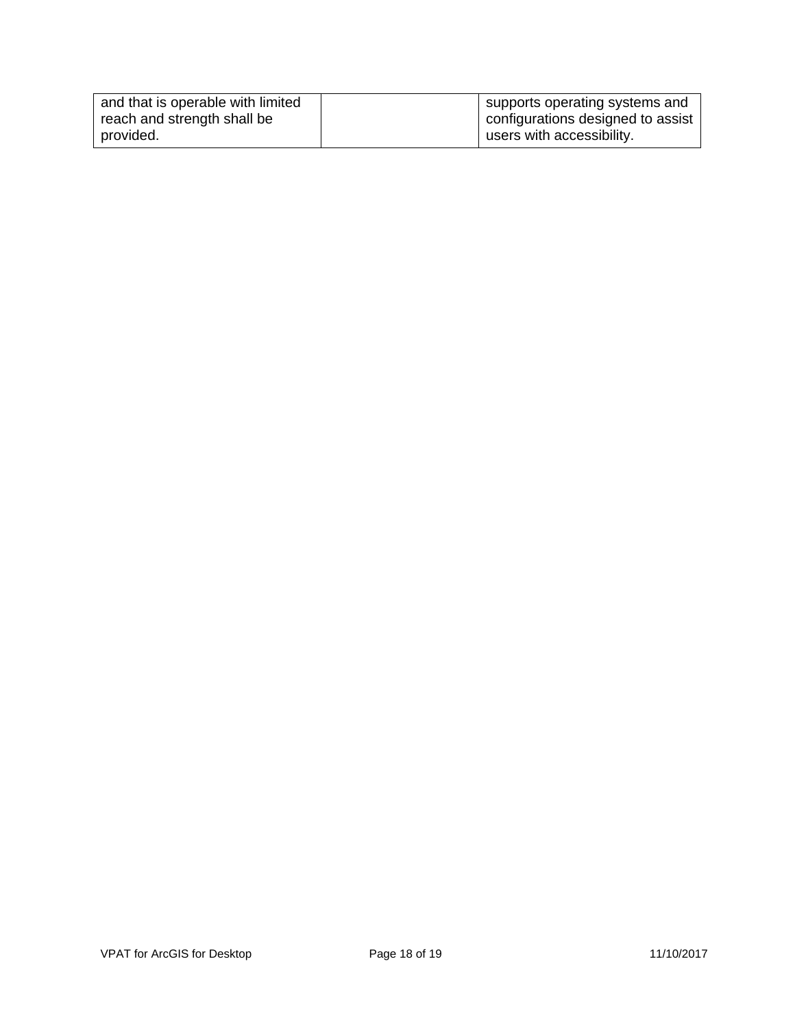| | | |
|---|---|---|
| and that is operable with limited reach and strength shall be provided. | | supports operating systems and configurations designed to assist users with accessibility. |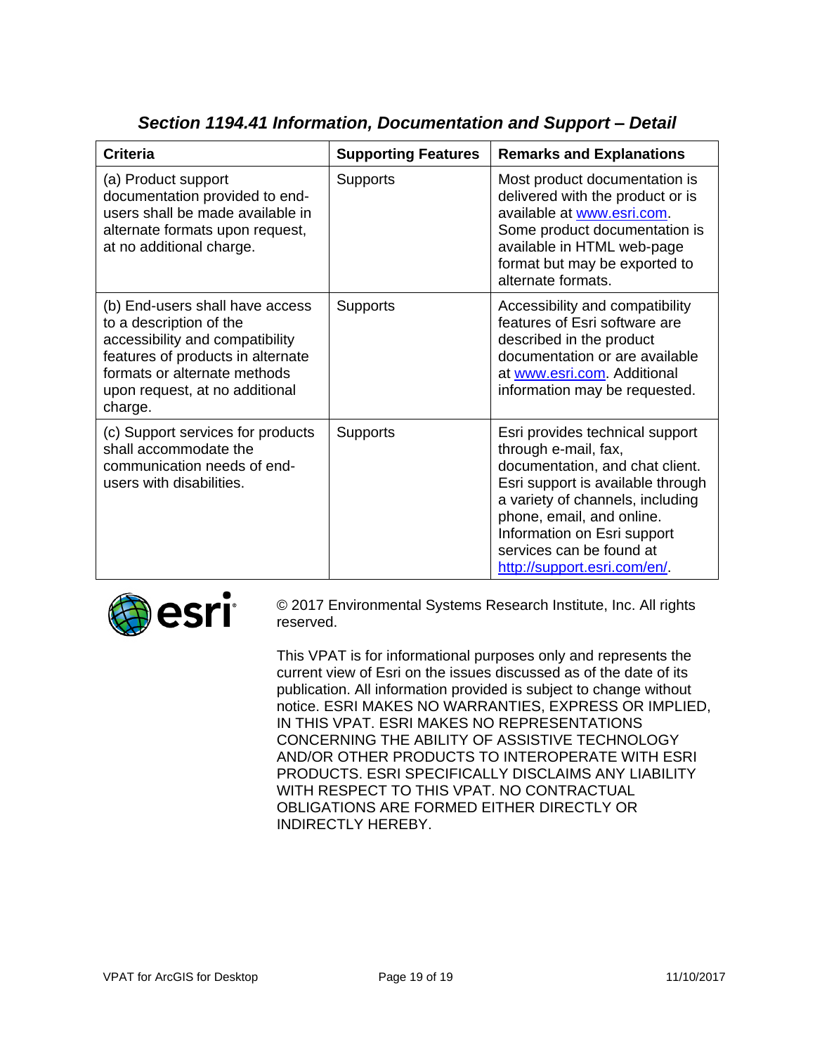### *Section 1194.41 Information, Documentation and Support – Detail*

| Criteria | Supporting Features | Remarks and Explanations |
|---|---|---|
| (a) Product support documentation provided to end-users shall be made available in alternate formats upon request, at no additional charge. | Supports | Most product documentation is delivered with the product or is available at [www.esri.com](http://www.esri.com). Some product documentation is available in HTML web-page format but may be exported to alternate formats. |
| (b) End-users shall have access to a description of the accessibility and compatibility features of products in alternate formats or alternate methods upon request, at no additional charge. | Supports | Accessibility and compatibility features of Esri software are described in the product documentation or are available at [www.esri.com](http://www.esri.com). Additional information may be requested. |
| (c) Support services for products shall accommodate the communication needs of end-users with disabilities. | Supports | Esri provides technical support through e-mail, fax, documentation, and chat client. Esri support is available through a variety of channels, including phone, email, and online. Information on Esri support services can be found at [http://support.esri.com/en/](http://support.esri.com/en/). |

esri

© 2017 Environmental Systems Research Institute, Inc. All rights reserved.

This VPAT is for informational purposes only and represents the current view of Esri on the issues discussed as of the date of its publication. All information provided is subject to change without notice. ESRI MAKES NO WARRANTIES, EXPRESS OR IMPLIED, IN THIS VPAT. ESRI MAKES NO REPRESENTATIONS CONCERNING THE ABILITY OF ASSISTIVE TECHNOLOGY AND/OR OTHER PRODUCTS TO INTEROPERATE WITH ESRI PRODUCTS. ESRI SPECIFICALLY DISCLAIMS ANY LIABILITY WITH RESPECT TO THIS VPAT. NO CONTRACTUAL OBLIGATIONS ARE FORMED EITHER DIRECTLY OR INDIRECTLY HEREBY.